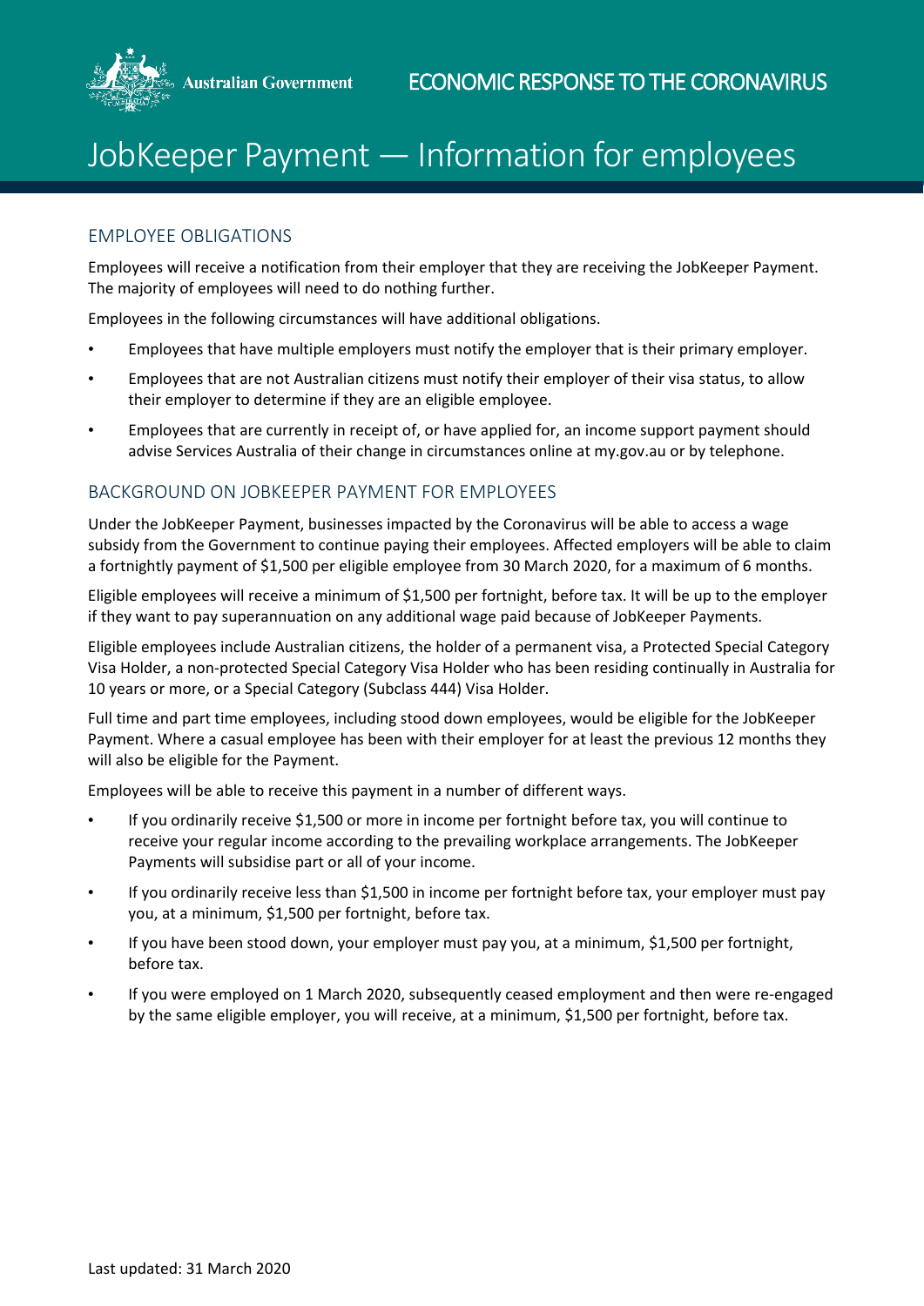Australian Government

ECONOMIC RESPONSE TO THE CORONAVIRUS

# JobKeeper Payment — Information for employees

## EMPLOYEE OBLIGATIONS

Employees will receive a notification from their employer that they are receiving the JobKeeper Payment. The majority of employees will need to do nothing further.

Employees in the following circumstances will have additional obligations.

- Employees that have multiple employers must notify the employer that is their primary employer.
- Employees that are not Australian citizens must notify their employer of their visa status, to allow their employer to determine if they are an eligible employee.
- Employees that are currently in receipt of, or have applied for, an income support payment should advise Services Australia of their change in circumstances online at my.gov.au or by telephone.

## BACKGROUND ON JOBKEEPER PAYMENT FOR EMPLOYEES

Under the JobKeeper Payment, businesses impacted by the Coronavirus will be able to access a wage subsidy from the Government to continue paying their employees. Affected employers will be able to claim a fortnightly payment of $1,500 per eligible employee from 30 March 2020, for a maximum of 6 months.

Eligible employees will receive a minimum of $1,500 per fortnight, before tax. It will be up to the employer if they want to pay superannuation on any additional wage paid because of JobKeeper Payments.

Eligible employees include Australian citizens, the holder of a permanent visa, a Protected Special Category Visa Holder, a non-protected Special Category Visa Holder who has been residing continually in Australia for 10 years or more, or a Special Category (Subclass 444) Visa Holder.

Full time and part time employees, including stood down employees, would be eligible for the JobKeeper Payment. Where a casual employee has been with their employer for at least the previous 12 months they will also be eligible for the Payment.

Employees will be able to receive this payment in a number of different ways.

- If you ordinarily receive $1,500 or more in income per fortnight before tax, you will continue to receive your regular income according to the prevailing workplace arrangements. The JobKeeper Payments will subsidise part or all of your income.
- If you ordinarily receive less than $1,500 in income per fortnight before tax, your employer must pay you, at a minimum, $1,500 per fortnight, before tax.
- If you have been stood down, your employer must pay you, at a minimum, $1,500 per fortnight, before tax.
- If you were employed on 1 March 2020, subsequently ceased employment and then were re-engaged by the same eligible employer, you will receive, at a minimum, $1,500 per fortnight, before tax.

Last updated: 31 March 2020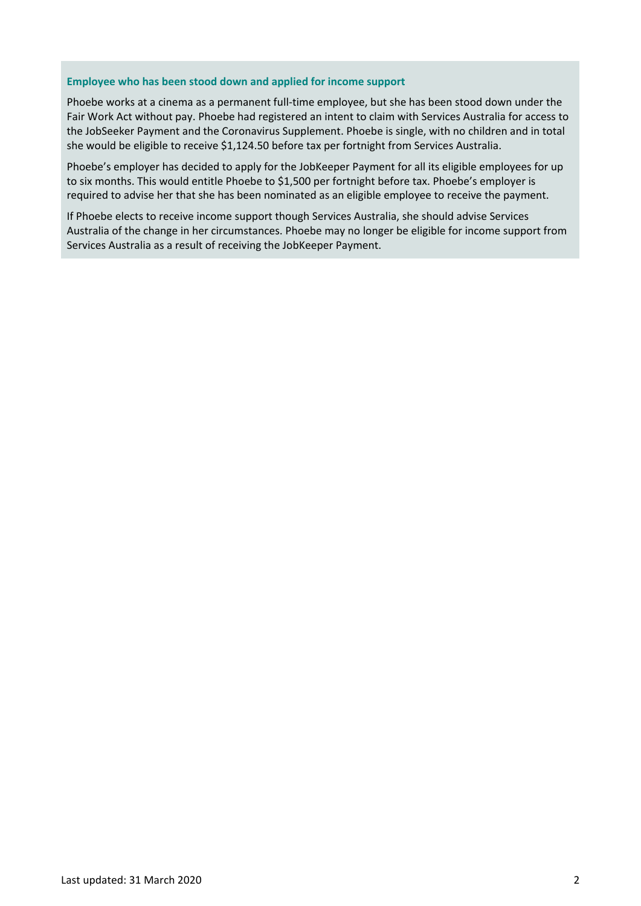### Employee who has been stood down and applied for income support

Phoebe works at a cinema as a permanent full-time employee, but she has been stood down under the Fair Work Act without pay. Phoebe had registered an intent to claim with Services Australia for access to the JobSeeker Payment and the Coronavirus Supplement. Phoebe is single, with no children and in total she would be eligible to receive $1,124.50 before tax per fortnight from Services Australia.

Phoebe's employer has decided to apply for the JobKeeper Payment for all its eligible employees for up to six months. This would entitle Phoebe to $1,500 per fortnight before tax. Phoebe's employer is required to advise her that she has been nominated as an eligible employee to receive the payment.

If Phoebe elects to receive income support though Services Australia, she should advise Services Australia of the change in her circumstances. Phoebe may no longer be eligible for income support from Services Australia as a result of receiving the JobKeeper Payment.

Last updated: 31 March 2020